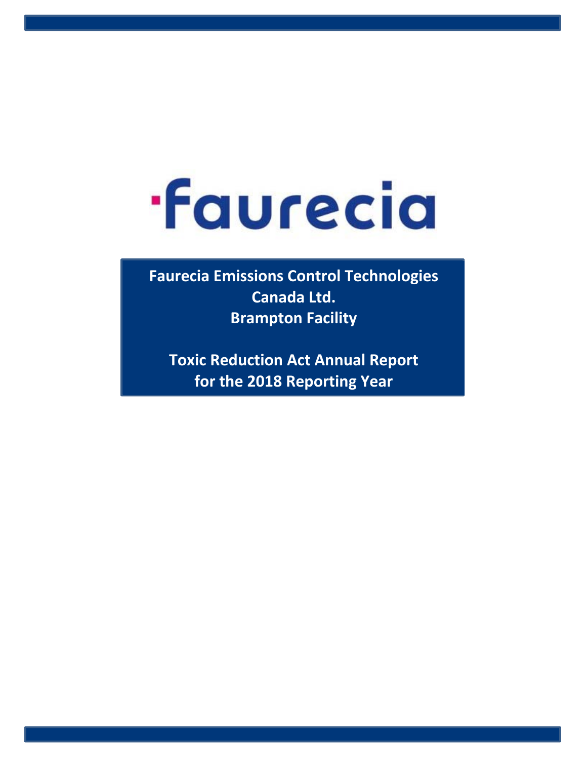faurecia

# Faurecia Emissions Control Technologies Canada Ltd.
# Brampton Facility

# Toxic Reduction Act Annual Report for the 2018 Reporting Year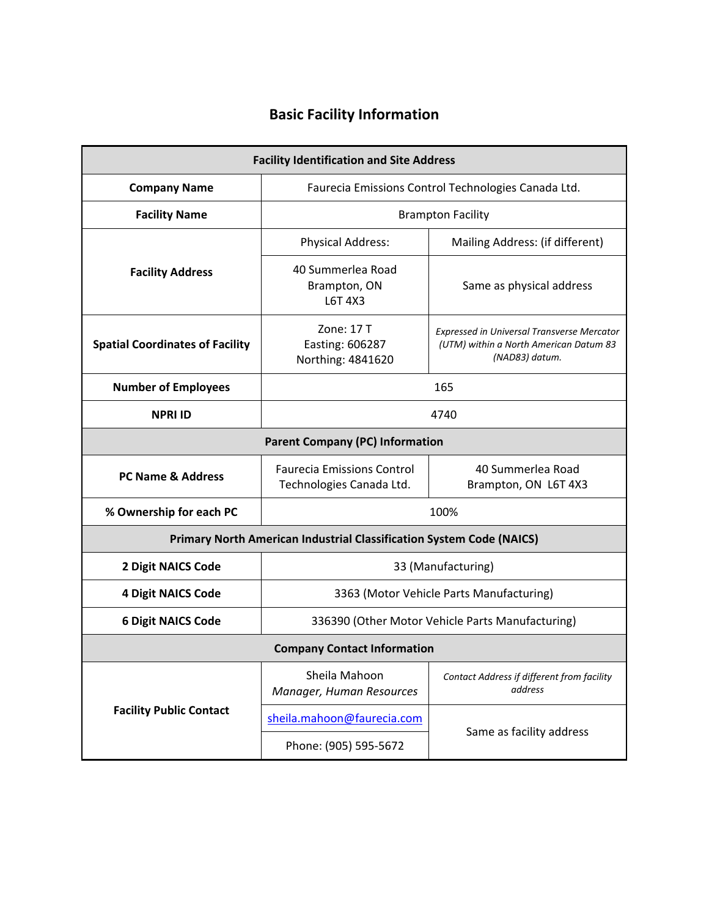# Basic Facility Information

| Facility Identification and Site Address | | |
|---|---|---|
| **Company Name** | Faurecia Emissions Control Technologies Canada Ltd. | |
| **Facility Name** | Brampton Facility | |
| **Facility Address** | Physical Address: | Mailing Address: (if different) |
| | 40 Summerlea Road<br>Brampton, ON<br>L6T 4X3 | Same as physical address |
| **Spatial Coordinates of Facility** | Zone: 17 T<br>Easting: 606287<br>Northing: 4841620 | *Expressed in Universal Transverse Mercator (UTM) within a North American Datum 83 (NAD83) datum.* |
| **Number of Employees** | 165 | |
| **NPRI ID** | 4740 | |
| **Parent Company (PC) Information** | | |
| **PC Name & Address** | Faurecia Emissions Control Technologies Canada Ltd. | 40 Summerlea Road<br>Brampton, ON L6T 4X3 |
| **% Ownership for each PC** | 100% | |
| **Primary North American Industrial Classification System Code (NAICS)** | | |
| **2 Digit NAICS Code** | 33 (Manufacturing) | |
| **4 Digit NAICS Code** | 3363 (Motor Vehicle Parts Manufacturing) | |
| **6 Digit NAICS Code** | 336390 (Other Motor Vehicle Parts Manufacturing) | |
| **Company Contact Information** | | |
| **Facility Public Contact** | Sheila Mahoon<br>*Manager, Human Resources* | *Contact Address if different from facility address* |
| | sheila.mahoon@faurecia.com | Same as facility address |
| | Phone: (905) 595-5672 | |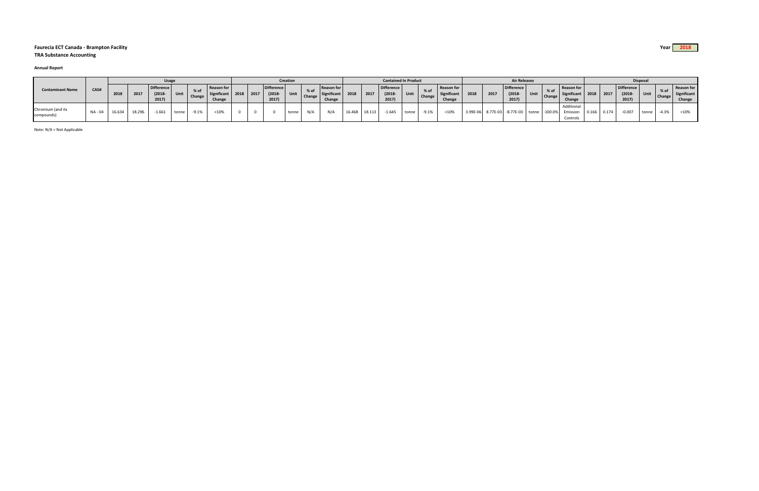**Faurecia ECT Canada - Brampton Facility**

**TRA Substance Accounting**

Year **2018**

**Annual Report**

| Contaminant Name | CAS# | Usage | | | | | | Creation | | | | | | Contained In Product | | | | | | Air Releases | | | | | | Disposal | | | | | |
|---|---|---|---|---|---|---|---|---|---|---|---|---|---|---|---|---|---|---|---|---|---|---|---|---|---|---|---|---|---|---|---|
| | | 2018 | 2017 | Difference (2018-2017) | Unit | % of Change | Reason for Significant Change | 2018 | 2017 | Difference (2018-2017) | Unit | % of Change | Reason for Significant Change | 2018 | 2017 | Difference (2018-2017) | Unit | % of Change | Reason for Significant Change | 2018 | 2017 | Difference (2018-2017) | Unit | % of Change | Reason for Significant Change | 2018 | 2017 | Difference (2018-2017) | Unit | % of Change | Reason for Significant Change |
| Chromium (and its compounds) | NA - 04 | 16.634 | 18.296 | -1.661 | tonne | -9.1% | <10% | 0 | 0 | 0 | tonne | N/A | N/A | 16.468 | 18.113 | -1.645 | tonne | -9.1% | <10% | 3.99E-06 | 8.77E-03 | -8.77E-03 | tonne | -100.0% | Additional Emission Controls | 0.166 | 0.174 | -0.007 | tonne | -4.3% | <10% |

Note: N/A = Not Applicable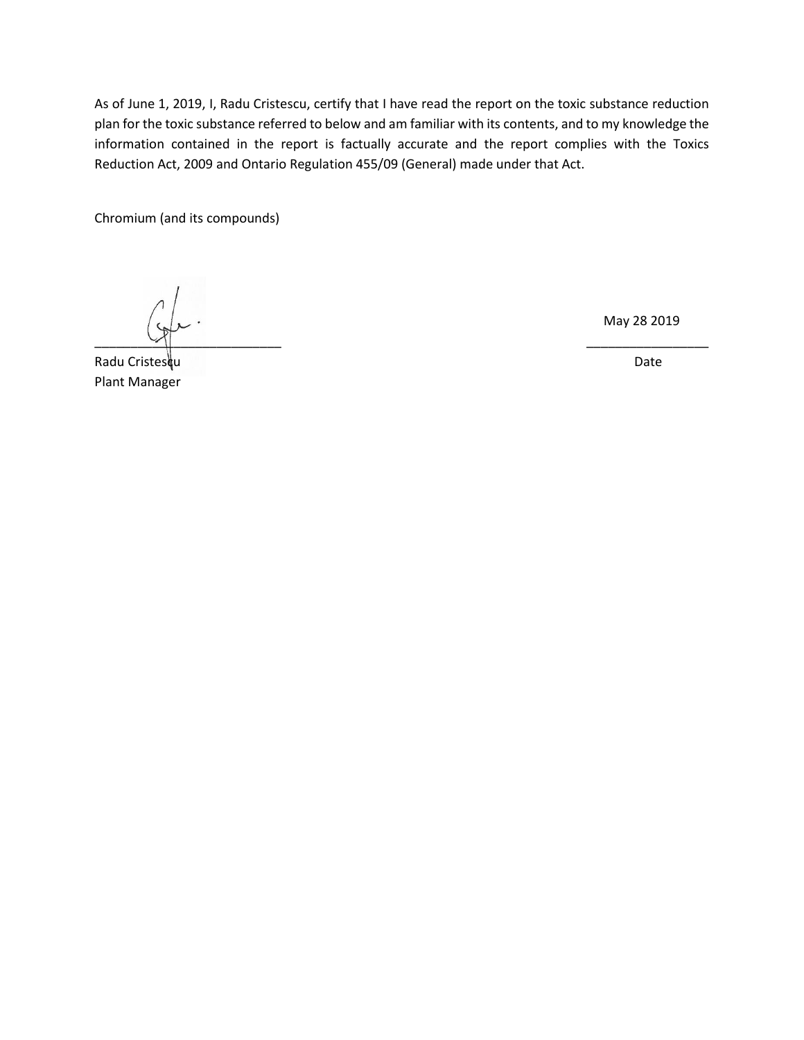As of June 1, 2019, I, Radu Cristescu, certify that I have read the report on the toxic substance reduction plan for the toxic substance referred to below and am familiar with its contents, and to my knowledge the information contained in the report is factually accurate and the report complies with the Toxics Reduction Act, 2009 and Ontario Regulation 455/09 (General) made under that Act.

Chromium (and its compounds)

May 28 2019

___________________________ ___________________

Radu Cristescu Date

Plant Manager